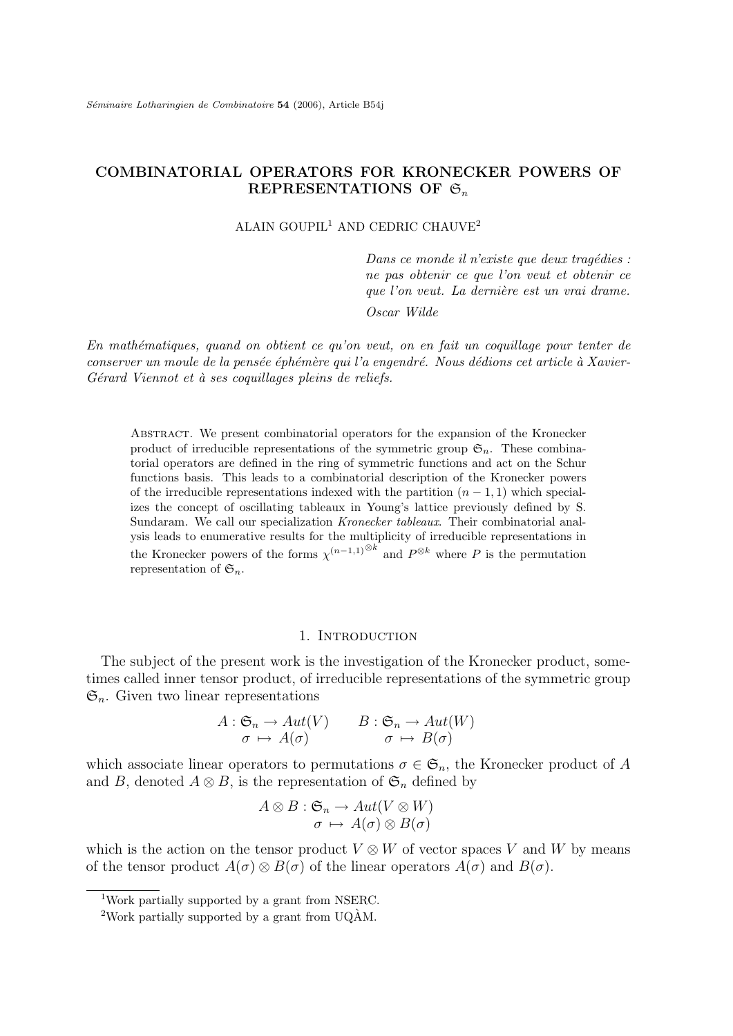# COMBINATORIAL OPERATORS FOR KRONECKER POWERS OF REPRESENTATIONS OF $\mathfrak{S}_n$

ALAIN GOUPIL[1] AND CEDRIC CHAUVE[2]

> *Dans ce monde il n'existe que deux tragédies : ne pas obtenir ce que l'on veut et obtenir ce que l'on veut. La dernière est un vrai drame.*
>
> *Oscar Wilde*

*En mathématiques, quand on obtient ce qu'on veut, on en fait un coquillage pour tenter de conserver un moule de la pensée éphémère qui l'a engendré. Nous dédions cet article à Xavier-Gérard Viennot et à ses coquillages pleins de reliefs.*

Abstract. We present combinatorial operators for the expansion of the Kronecker product of irreducible representations of the symmetric group $\mathfrak{S}_n$. These combinatorial operators are defined in the ring of symmetric functions and act on the Schur functions basis. This leads to a combinatorial description of the Kronecker powers of the irreducible representations indexed with the partition $(n-1,1)$ which specializes the concept of oscillating tableaux in Young's lattice previously defined by S. Sundaram. We call our specialization *Kronecker tableaux*. Their combinatorial analysis leads to enumerative results for the multiplicity of irreducible representations in the Kronecker powers of the forms $\chi^{(n-1,1)^{\otimes k}}$ and $P^{\otimes k}$ where $P$ is the permutation representation of $\mathfrak{S}_n$.

## 1. Introduction

The subject of the present work is the investigation of the Kronecker product, sometimes called inner tensor product, of irreducible representations of the symmetric group $\mathfrak{S}_n$. Given two linear representations

$$A : \mathfrak{S}_n \to Aut(V) \qquad B : \mathfrak{S}_n \to Aut(W)$$
$$\sigma \mapsto A(\sigma) \qquad \sigma \mapsto B(\sigma)$$

which associate linear operators to permutations $\sigma \in \mathfrak{S}_n$, the Kronecker product of $A$ and $B$, denoted $A \otimes B$, is the representation of $\mathfrak{S}_n$ defined by

$$A \otimes B : \mathfrak{S}_n \to Aut(V \otimes W)$$
$$\sigma \mapsto A(\sigma) \otimes B(\sigma)$$

which is the action on the tensor product $V \otimes W$ of vector spaces $V$ and $W$ by means of the tensor product $A(\sigma) \otimes B(\sigma)$ of the linear operators $A(\sigma)$ and $B(\sigma)$.

[1]Work partially supported by a grant from NSERC.

[2]Work partially supported by a grant from UQÀM.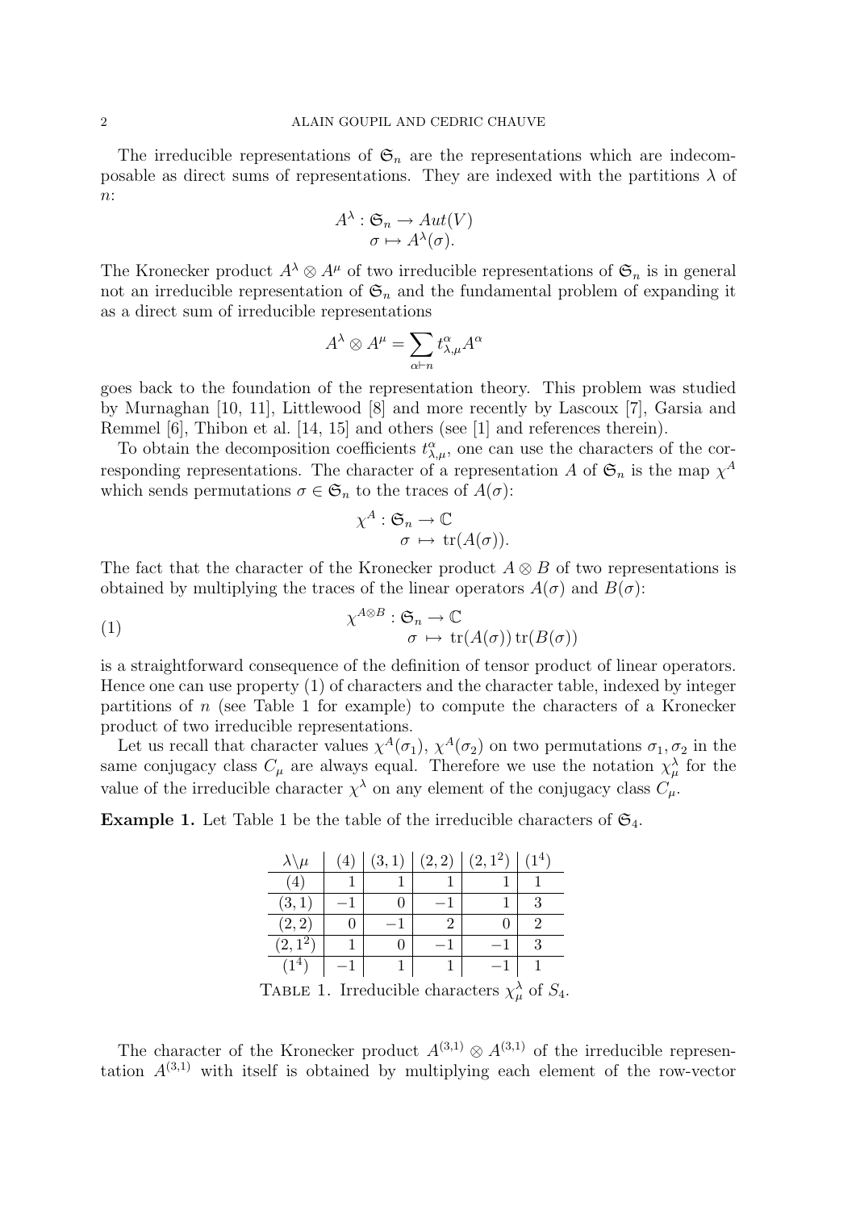The irreducible representations of $\mathfrak{S}_n$ are the representations which are indecomposable as direct sums of representations. They are indexed with the partitions $\lambda$ of $n$:

$$A^\lambda : \mathfrak{S}_n \to Aut(V)$$
$$\sigma \mapsto A^\lambda(\sigma).$$

The Kronecker product $A^\lambda \otimes A^\mu$ of two irreducible representations of $\mathfrak{S}_n$ is in general not an irreducible representation of $\mathfrak{S}_n$ and the fundamental problem of expanding it as a direct sum of irreducible representations

$$A^\lambda \otimes A^\mu = \sum_{\alpha \vdash n} t^\alpha_{\lambda,\mu} A^\alpha$$

goes back to the foundation of the representation theory. This problem was studied by Murnaghan [10, 11], Littlewood [8] and more recently by Lascoux [7], Garsia and Remmel [6], Thibon et al. [14, 15] and others (see [1] and references therein).

To obtain the decomposition coefficients $t^\alpha_{\lambda,\mu}$, one can use the characters of the corresponding representations. The character of a representation $A$ of $\mathfrak{S}_n$ is the map $\chi^A$ which sends permutations $\sigma \in \mathfrak{S}_n$ to the traces of $A(\sigma)$:

$$\chi^A : \mathfrak{S}_n \to \mathbb{C}$$
$$\sigma \mapsto \operatorname{tr}(A(\sigma)).$$

The fact that the character of the Kronecker product $A \otimes B$ of two representations is obtained by multiplying the traces of the linear operators $A(\sigma)$ and $B(\sigma)$:

$$\chi^{A\otimes B} : \mathfrak{S}_n \to \mathbb{C} \qquad (1)$$
$$\sigma \mapsto \operatorname{tr}(A(\sigma)) \operatorname{tr}(B(\sigma))$$

is a straightforward consequence of the definition of tensor product of linear operators. Hence one can use property (1) of characters and the character table, indexed by integer partitions of $n$ (see Table 1 for example) to compute the characters of a Kronecker product of two irreducible representations.

Let us recall that character values $\chi^A(\sigma_1)$, $\chi^A(\sigma_2)$ on two permutations $\sigma_1, \sigma_2$ in the same conjugacy class $C_\mu$ are always equal. Therefore we use the notation $\chi^\lambda_\mu$ for the value of the irreducible character $\chi^\lambda$ on any element of the conjugacy class $C_\mu$.

**Example 1.** Let Table 1 be the table of the irreducible characters of $\mathfrak{S}_4$.

| $\lambda\backslash\mu$ | $(4)$ | $(3,1)$ | $(2,2)$ | $(2,1^2)$ | $(1^4)$ |
|---|---|---|---|---|---|
| $(4)$ | 1 | 1 | 1 | 1 | 1 |
| $(3,1)$ | $-1$ | 0 | $-1$ | 1 | 3 |
| $(2,2)$ | 0 | $-1$ | 2 | 0 | 2 |
| $(2,1^2)$ | 1 | 0 | $-1$ | $-1$ | 3 |
| $(1^4)$ | $-1$ | 1 | 1 | $-1$ | 1 |

Table 1. Irreducible characters $\chi^\lambda_\mu$ of $S_4$.

The character of the Kronecker product $A^{(3,1)} \otimes A^{(3,1)}$ of the irreducible representation $A^{(3,1)}$ with itself is obtained by multiplying each element of the row-vector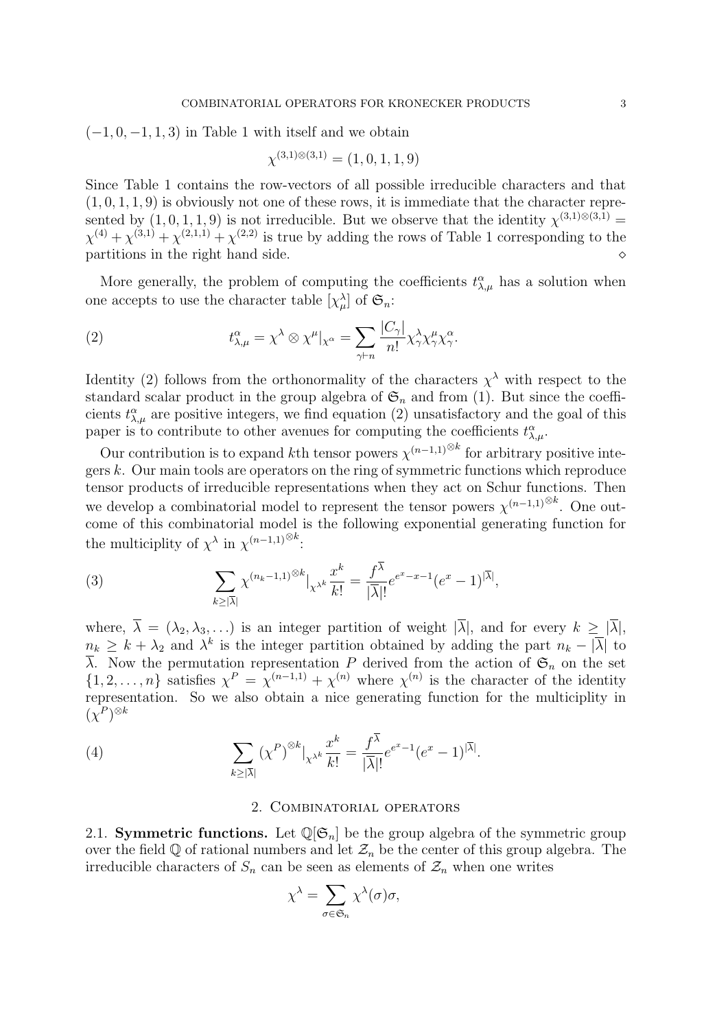$(-1, 0, -1, 1, 3)$ in Table 1 with itself and we obtain

$$\chi^{(3,1)\otimes(3,1)} = (1, 0, 1, 1, 9)$$

Since Table 1 contains the row-vectors of all possible irreducible characters and that $(1, 0, 1, 1, 9)$ is obviously not one of these rows, it is immediate that the character represented by $(1, 0, 1, 1, 9)$ is not irreducible. But we observe that the identity $\chi^{(3,1)\otimes(3,1)} = \chi^{(4)} + \chi^{(3,1)} + \chi^{(2,1,1)} + \chi^{(2,2)}$ is true by adding the rows of Table 1 corresponding to the partitions in the right hand side. $\diamond$

More generally, the problem of computing the coefficients $t^{\alpha}_{\lambda,\mu}$ has a solution when one accepts to use the character table $[\chi^{\lambda}_{\mu}]$ of $\mathfrak{S}_n$:

$$t^{\alpha}_{\lambda,\mu} = \chi^{\lambda} \otimes \chi^{\mu}|_{\chi^{\alpha}} = \sum_{\gamma \vdash n} \frac{|C_{\gamma}|}{n!} \chi^{\lambda}_{\gamma} \chi^{\mu}_{\gamma} \chi^{\alpha}_{\gamma}. \tag{2}$$

Identity (2) follows from the orthonormality of the characters $\chi^{\lambda}$ with respect to the standard scalar product in the group algebra of $\mathfrak{S}_n$ and from (1). But since the coefficients $t^{\alpha}_{\lambda,\mu}$ are positive integers, we find equation (2) unsatisfactory and the goal of this paper is to contribute to other avenues for computing the coefficients $t^{\alpha}_{\lambda,\mu}$.

Our contribution is to expand $k$th tensor powers $\chi^{(n-1,1)^{\otimes k}}$ for arbitrary positive integers $k$. Our main tools are operators on the ring of symmetric functions which reproduce tensor products of irreducible representations when they act on Schur functions. Then we develop a combinatorial model to represent the tensor powers $\chi^{(n-1,1)^{\otimes k}}$. One outcome of this combinatorial model is the following exponential generating function for the multiciplity of $\chi^{\lambda}$ in $\chi^{(n-1,1)^{\otimes k}}$:

$$\sum_{k \geq |\overline{\lambda}|} \chi^{(n_k-1,1)^{\otimes k}}|_{\chi^{\lambda^k}} \frac{x^k}{k!} = \frac{f^{\overline{\lambda}}}{|\overline{\lambda}|!} e^{e^x - x - 1} (e^x - 1)^{|\overline{\lambda}|}, \tag{3}$$

where, $\overline{\lambda} = (\lambda_2, \lambda_3, \ldots)$ is an integer partition of weight $|\overline{\lambda}|$, and for every $k \geq |\overline{\lambda}|$, $n_k \geq k + \lambda_2$ and $\lambda^k$ is the integer partition obtained by adding the part $n_k - |\overline{\lambda}|$ to $\overline{\lambda}$. Now the permutation representation $P$ derived from the action of $\mathfrak{S}_n$ on the set $\{1, 2, \ldots, n\}$ satisfies $\chi^P = \chi^{(n-1,1)} + \chi^{(n)}$ where $\chi^{(n)}$ is the character of the identity representation. So we also obtain a nice generating function for the multiciplity in $(\chi^P)^{\otimes k}$

$$\sum_{k \geq |\overline{\lambda}|} (\chi^P)^{\otimes k}|_{\chi^{\lambda^k}} \frac{x^k}{k!} = \frac{f^{\overline{\lambda}}}{|\overline{\lambda}|!} e^{e^x - 1} (e^x - 1)^{|\overline{\lambda}|}. \tag{4}$$

## 2. Combinatorial operators

2.1. **Symmetric functions.** Let $\mathbb{Q}[\mathfrak{S}_n]$ be the group algebra of the symmetric group over the field $\mathbb{Q}$ of rational numbers and let $\mathcal{Z}_n$ be the center of this group algebra. The irreducible characters of $S_n$ can be seen as elements of $\mathcal{Z}_n$ when one writes

$$\chi^{\lambda} = \sum_{\sigma \in \mathfrak{S}_n} \chi^{\lambda}(\sigma) \sigma,$$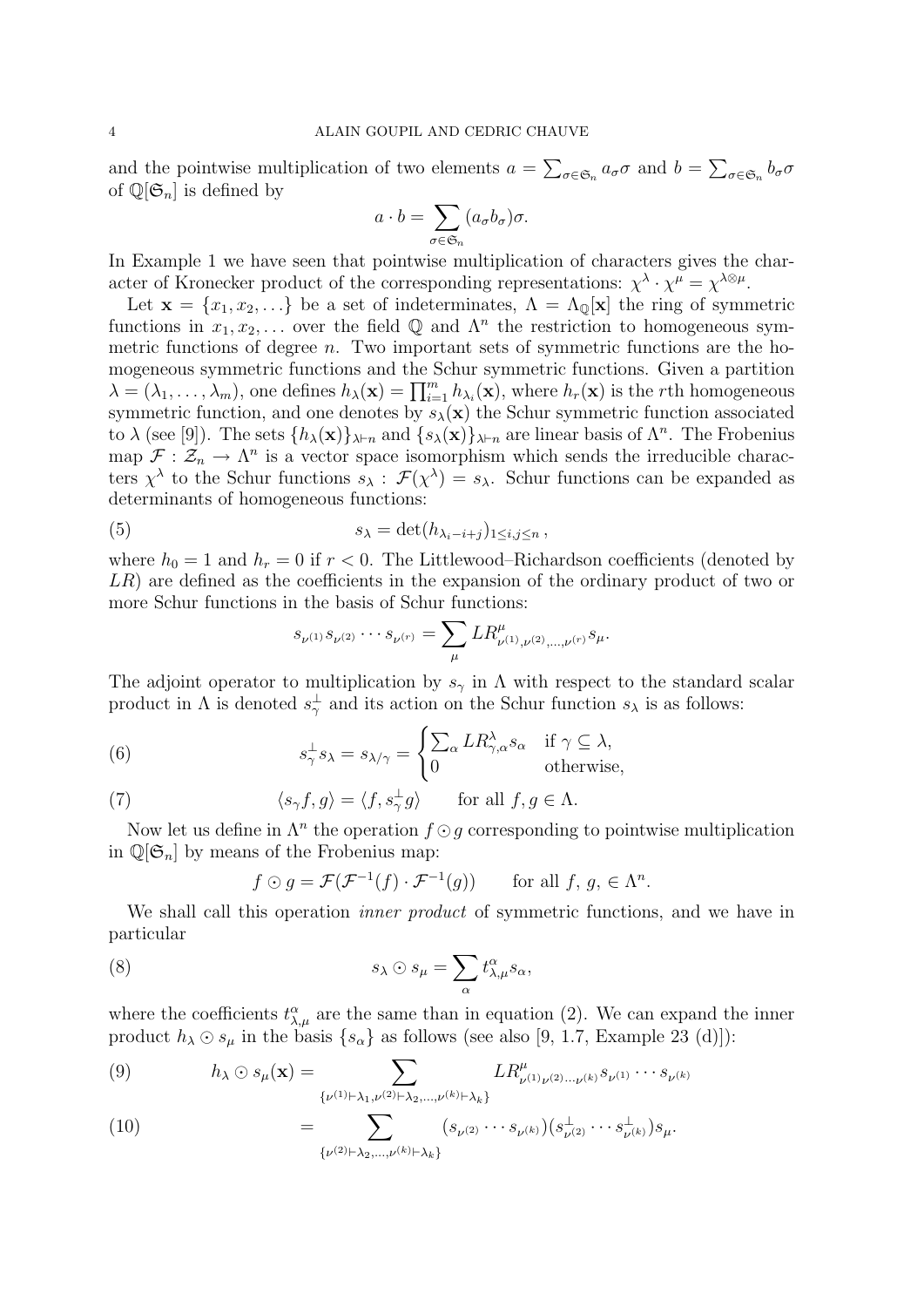and the pointwise multiplication of two elements $a = \sum_{\sigma\in\mathfrak{S}_n} a_\sigma \sigma$ and $b = \sum_{\sigma\in\mathfrak{S}_n} b_\sigma \sigma$ of $\mathbb{Q}[\mathfrak{S}_n]$ is defined by

$$a \cdot b = \sum_{\sigma\in\mathfrak{S}_n} (a_\sigma b_\sigma)\sigma.$$

In Example 1 we have seen that pointwise multiplication of characters gives the character of Kronecker product of the corresponding representations: $\chi^\lambda \cdot \chi^\mu = \chi^{\lambda\otimes\mu}$.

Let $\mathbf{x} = \{x_1, x_2, \ldots\}$ be a set of indeterminates, $\Lambda = \Lambda_{\mathbb{Q}}[\mathbf{x}]$ the ring of symmetric functions in $x_1, x_2, \ldots$ over the field $\mathbb{Q}$ and $\Lambda^n$ the restriction to homogeneous symmetric functions of degree $n$. Two important sets of symmetric functions are the homogeneous symmetric functions and the Schur symmetric functions. Given a partition $\lambda = (\lambda_1, \ldots, \lambda_m)$, one defines $h_\lambda(\mathbf{x}) = \prod_{i=1}^m h_{\lambda_i}(\mathbf{x})$, where $h_r(\mathbf{x})$ is the $r$th homogeneous symmetric function, and one denotes by $s_\lambda(\mathbf{x})$ the Schur symmetric function associated to $\lambda$ (see [9]). The sets $\{h_\lambda(\mathbf{x})\}_{\lambda\vdash n}$ and $\{s_\lambda(\mathbf{x})\}_{\lambda\vdash n}$ are linear basis of $\Lambda^n$. The Frobenius map $\mathcal{F} : \mathcal{Z}_n \to \Lambda^n$ is a vector space isomorphism which sends the irreducible characters $\chi^\lambda$ to the Schur functions $s_\lambda$ : $\mathcal{F}(\chi^\lambda) = s_\lambda$. Schur functions can be expanded as determinants of homogeneous functions:

$$s_\lambda = \det(h_{\lambda_i - i + j})_{1\le i,j\le n}\,, \tag{5}$$

where $h_0 = 1$ and $h_r = 0$ if $r < 0$. The Littlewood–Richardson coefficients (denoted by $LR$) are defined as the coefficients in the expansion of the ordinary product of two or more Schur functions in the basis of Schur functions:

$$s_{\nu^{(1)}} s_{\nu^{(2)}} \cdots s_{\nu^{(r)}} = \sum_\mu LR^\mu_{\nu^{(1)},\nu^{(2)},\ldots,\nu^{(r)}} s_\mu.$$

The adjoint operator to multiplication by $s_\gamma$ in $\Lambda$ with respect to the standard scalar product in $\Lambda$ is denoted $s_\gamma^\perp$ and its action on the Schur function $s_\lambda$ is as follows:

$$s_\gamma^\perp s_\lambda = s_{\lambda/\gamma} = \begin{cases} \sum_\alpha LR^\lambda_{\gamma,\alpha} s_\alpha & \text{if } \gamma \subseteq \lambda, \\ 0 & \text{otherwise}, \end{cases} \tag{6}$$

$$\langle s_\gamma f, g\rangle = \langle f, s_\gamma^\perp g\rangle \qquad \text{for all } f, g \in \Lambda. \tag{7}$$

Now let us define in $\Lambda^n$ the operation $f \odot g$ corresponding to pointwise multiplication in $\mathbb{Q}[\mathfrak{S}_n]$ by means of the Frobenius map:

$$f \odot g = \mathcal{F}(\mathcal{F}^{-1}(f) \cdot \mathcal{F}^{-1}(g)) \qquad \text{for all } f,\, g, \in \Lambda^n.$$

We shall call this operation *inner product* of symmetric functions, and we have in particular

$$s_\lambda \odot s_\mu = \sum_\alpha t^\alpha_{\lambda,\mu} s_\alpha, \tag{8}$$

where the coefficients $t^\alpha_{\lambda,\mu}$ are the same than in equation (2). We can expand the inner product $h_\lambda \odot s_\mu$ in the basis $\{s_\alpha\}$ as follows (see also [9, 1.7, Example 23 (d)]):

$$h_\lambda \odot s_\mu(\mathbf{x}) = \sum_{\{\nu^{(1)}\vdash\lambda_1, \nu^{(2)}\vdash\lambda_2, \ldots, \nu^{(k)}\vdash\lambda_k\}} LR^\mu_{\nu^{(1)}\nu^{(2)}\ldots\nu^{(k)}} s_{\nu^{(1)}} \cdots s_{\nu^{(k)}} \tag{9}$$

$$= \sum_{\{\nu^{(2)}\vdash\lambda_2, \ldots, \nu^{(k)}\vdash\lambda_k\}} (s_{\nu^{(2)}} \cdots s_{\nu^{(k)}})(s^\perp_{\nu^{(2)}} \cdots s^\perp_{\nu^{(k)}}) s_\mu. \tag{10}$$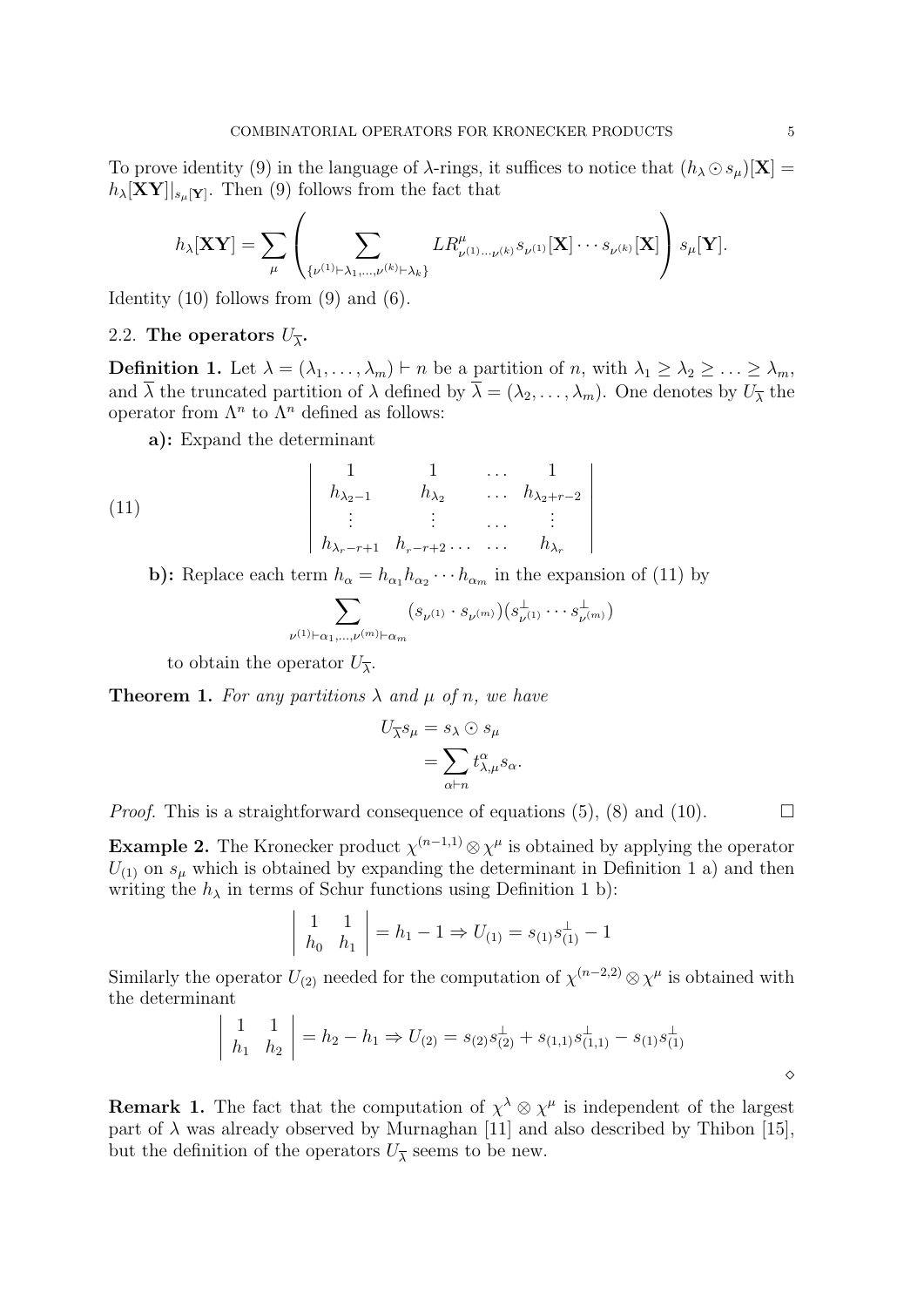To prove identity (9) in the language of λ-rings, it suffices to notice that $(h_\lambda \odot s_\mu)[\mathbf{X}] = h_\lambda[\mathbf{XY}]|_{s_\mu[\mathbf{Y}]}$. Then (9) follows from the fact that

$$h_\lambda[\mathbf{XY}] = \sum_\mu \left( \sum_{\{\nu^{(1)} \vdash \lambda_1, \ldots, \nu^{(k)} \vdash \lambda_k\}} LR^\mu_{\nu^{(1)} \cdots \nu^{(k)}} s_{\nu^{(1)}}[\mathbf{X}] \cdots s_{\nu^{(k)}}[\mathbf{X}] \right) s_\mu[\mathbf{Y}].$$

Identity (10) follows from (9) and (6).

### 2.2. The operators $U_{\overline{\lambda}}$.

**Definition 1.** Let $\lambda = (\lambda_1, \ldots, \lambda_m) \vdash n$ be a partition of $n$, with $\lambda_1 \geq \lambda_2 \geq \ldots \geq \lambda_m$, and $\overline{\lambda}$ the truncated partition of $\lambda$ defined by $\overline{\lambda} = (\lambda_2, \ldots, \lambda_m)$. One denotes by $U_{\overline{\lambda}}$ the operator from $\Lambda^n$ to $\Lambda^n$ defined as follows:

**a):** Expand the determinant

$$\left| \begin{array}{cccc} 1 & 1 & \ldots & 1 \\ h_{\lambda_2 - 1} & h_{\lambda_2} & \ldots & h_{\lambda_2 + r - 2} \\ \vdots & \vdots & \ldots & \vdots \\ h_{\lambda_r - r + 1} & h_{r - r + 2} \ldots & \ldots & h_{\lambda_r} \end{array} \right| \tag{11}$$

**b):** Replace each term $h_\alpha = h_{\alpha_1} h_{\alpha_2} \cdots h_{\alpha_m}$ in the expansion of (11) by

$$\sum_{\nu^{(1)} \vdash \alpha_1, \ldots, \nu^{(m)} \vdash \alpha_m} (s_{\nu^{(1)}} \cdot s_{\nu^{(m)}})(s^\perp_{\nu^{(1)}} \cdots s^\perp_{\nu^{(m)}})$$

to obtain the operator $U_{\overline{\lambda}}$.

**Theorem 1.** *For any partitions $\lambda$ and $\mu$ of $n$, we have*

$$U_{\overline{\lambda}} s_\mu = s_\lambda \odot s_\mu = \sum_{\alpha \vdash n} t^\alpha_{\lambda,\mu} s_\alpha.$$

*Proof.* This is a straightforward consequence of equations (5), (8) and (10). □

**Example 2.** The Kronecker product $\chi^{(n-1,1)} \otimes \chi^\mu$ is obtained by applying the operator $U_{(1)}$ on $s_\mu$ which is obtained by expanding the determinant in Definition 1 a) and then writing the $h_\lambda$ in terms of Schur functions using Definition 1 b):

$$\left| \begin{array}{cc} 1 & 1 \\ h_0 & h_1 \end{array} \right| = h_1 - 1 \Rightarrow U_{(1)} = s_{(1)} s^\perp_{(1)} - 1$$

Similarly the operator $U_{(2)}$ needed for the computation of $\chi^{(n-2,2)} \otimes \chi^\mu$ is obtained with the determinant

$$\left| \begin{array}{cc} 1 & 1 \\ h_1 & h_2 \end{array} \right| = h_2 - h_1 \Rightarrow U_{(2)} = s_{(2)} s^\perp_{(2)} + s_{(1,1)} s^\perp_{(1,1)} - s_{(1)} s^\perp_{(1)}$$

◇

**Remark 1.** The fact that the computation of $\chi^\lambda \otimes \chi^\mu$ is independent of the largest part of $\lambda$ was already observed by Murnaghan [11] and also described by Thibon [15], but the definition of the operators $U_{\overline{\lambda}}$ seems to be new.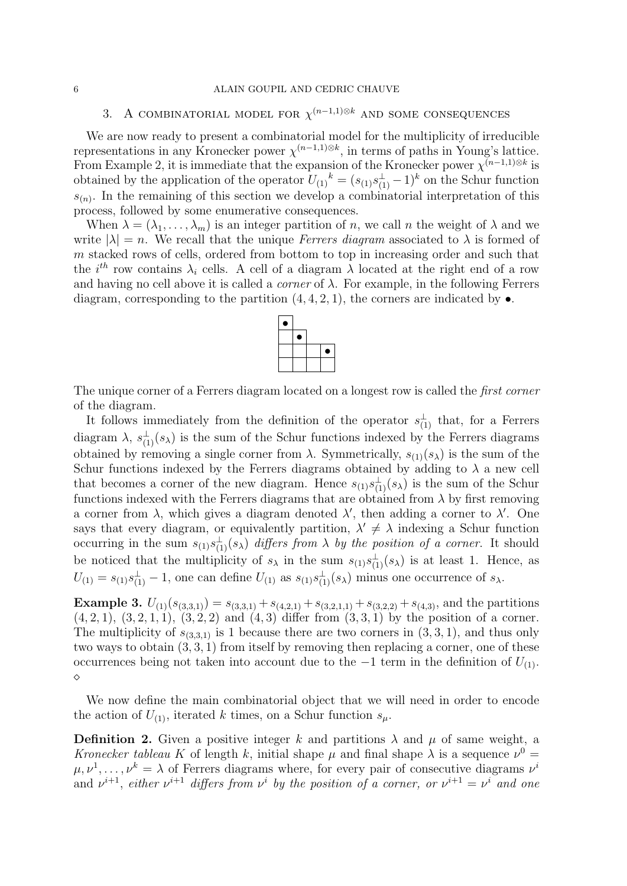## 3. A combinatorial model for $\chi^{(n-1,1)\otimes k}$ and some consequences

We are now ready to present a combinatorial model for the multiplicity of irreducible representations in any Kronecker power $\chi^{(n-1,1)\otimes k}$, in terms of paths in Young's lattice. From Example 2, it is immediate that the expansion of the Kronecker power $\chi^{(n-1,1)\otimes k}$ is obtained by the application of the operator ${U_{(1)}}^k = (s_{(1)}s_{(1)}^{\perp} - 1)^k$ on the Schur function $s_{(n)}$. In the remaining of this section we develop a combinatorial interpretation of this process, followed by some enumerative consequences.

When $\lambda = (\lambda_1, \ldots, \lambda_m)$ is an integer partition of $n$, we call $n$ the weight of $\lambda$ and we write $|\lambda| = n$. We recall that the unique *Ferrers diagram* associated to $\lambda$ is formed of $m$ stacked rows of cells, ordered from bottom to top in increasing order and such that the $i^{th}$ row contains $\lambda_i$ cells. A cell of a diagram $\lambda$ located at the right end of a row and having no cell above it is called a *corner* of $\lambda$. For example, in the following Ferrers diagram, corresponding to the partition $(4, 4, 2, 1)$, the corners are indicated by $\bullet$.

```
●
  ●
      ●
```

The unique corner of a Ferrers diagram located on a longest row is called the *first corner* of the diagram.

It follows immediately from the definition of the operator $s_{(1)}^{\perp}$ that, for a Ferrers diagram $\lambda$, $s_{(1)}^{\perp}(s_\lambda)$ is the sum of the Schur functions indexed by the Ferrers diagrams obtained by removing a single corner from $\lambda$. Symmetrically, $s_{(1)}(s_\lambda)$ is the sum of the Schur functions indexed by the Ferrers diagrams obtained by adding to $\lambda$ a new cell that becomes a corner of the new diagram. Hence $s_{(1)}s_{(1)}^{\perp}(s_\lambda)$ is the sum of the Schur functions indexed with the Ferrers diagrams that are obtained from $\lambda$ by first removing a corner from $\lambda$, which gives a diagram denoted $\lambda'$, then adding a corner to $\lambda'$. One says that every diagram, or equivalently partition, $\lambda' \neq \lambda$ indexing a Schur function occurring in the sum $s_{(1)}s_{(1)}^{\perp}(s_\lambda)$ *differs from* $\lambda$ *by the position of a corner*. It should be noticed that the multiplicity of $s_\lambda$ in the sum $s_{(1)}s_{(1)}^{\perp}(s_\lambda)$ is at least 1. Hence, as $U_{(1)} = s_{(1)}s_{(1)}^{\perp} - 1$, one can define $U_{(1)}$ as $s_{(1)}s_{(1)}^{\perp}(s_\lambda)$ minus one occurrence of $s_\lambda$.

**Example 3.** $U_{(1)}(s_{(3,3,1)}) = s_{(3,3,1)} + s_{(4,2,1)} + s_{(3,2,1,1)} + s_{(3,2,2)} + s_{(4,3)}$, and the partitions $(4, 2, 1)$, $(3, 2, 1, 1)$, $(3, 2, 2)$ and $(4, 3)$ differ from $(3, 3, 1)$ by the position of a corner. The multiplicity of $s_{(3,3,1)}$ is 1 because there are two corners in $(3, 3, 1)$, and thus only two ways to obtain $(3, 3, 1)$ from itself by removing then replacing a corner, one of these occurrences being not taken into account due to the $-1$ term in the definition of $U_{(1)}$. $\diamond$

We now define the main combinatorial object that we will need in order to encode the action of $U_{(1)}$, iterated $k$ times, on a Schur function $s_\mu$.

**Definition 2.** Given a positive integer $k$ and partitions $\lambda$ and $\mu$ of same weight, a *Kronecker tableau* $K$ of length $k$, initial shape $\mu$ and final shape $\lambda$ is a sequence $\nu^0 = \mu, \nu^1, \ldots, \nu^k = \lambda$ of Ferrers diagrams where, for every pair of consecutive diagrams $\nu^i$ and $\nu^{i+1}$, *either* $\nu^{i+1}$ *differs from* $\nu^i$ *by the position of a corner, or* $\nu^{i+1} = \nu^i$ *and one*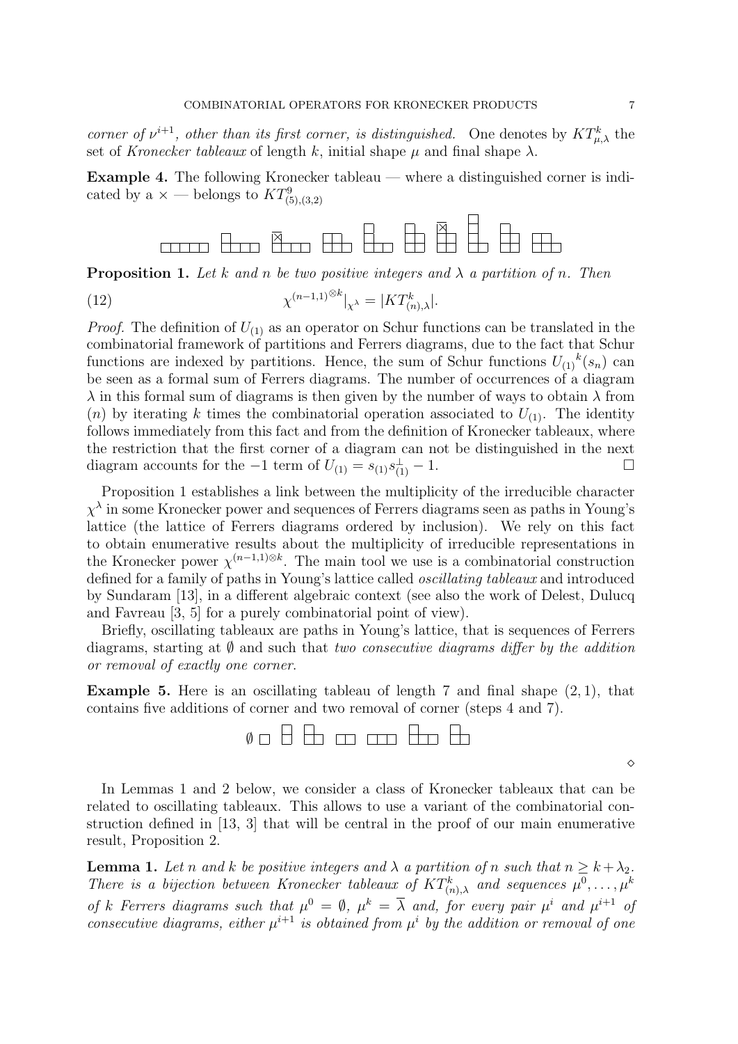*corner of $\nu^{i+1}$, other than its first corner, is distinguished.* One denotes by $KT^k_{\mu,\lambda}$ the set of *Kronecker tableaux* of length $k$, initial shape $\mu$ and final shape $\lambda$.

**Example 4.** The following Kronecker tableau — where a distinguished corner is indicated by a $\times$ — belongs to $KT^9_{(5),(3,2)}$

**Proposition 1.** *Let $k$ and $n$ be two positive integers and $\lambda$ a partition of $n$. Then*

$$\chi^{(n-1,1)^{\otimes k}}|_{\chi^\lambda} = |KT^k_{(n),\lambda}|. \tag{12}$$

*Proof.* The definition of $U_{(1)}$ as an operator on Schur functions can be translated in the combinatorial framework of partitions and Ferrers diagrams, due to the fact that Schur functions are indexed by partitions. Hence, the sum of Schur functions ${U_{(1)}}^k(s_n)$ can be seen as a formal sum of Ferrers diagrams. The number of occurrences of a diagram $\lambda$ in this formal sum of diagrams is then given by the number of ways to obtain $\lambda$ from $(n)$ by iterating $k$ times the combinatorial operation associated to $U_{(1)}$. The identity follows immediately from this fact and from the definition of Kronecker tableaux, where the restriction that the first corner of a diagram can not be distinguished in the next diagram accounts for the $-1$ term of $U_{(1)} = s_{(1)}s^\perp_{(1)} - 1$. □

Proposition 1 establishes a link between the multiplicity of the irreducible character $\chi^\lambda$ in some Kronecker power and sequences of Ferrers diagrams seen as paths in Young's lattice (the lattice of Ferrers diagrams ordered by inclusion). We rely on this fact to obtain enumerative results about the multiplicity of irreducible representations in the Kronecker power $\chi^{(n-1,1)\otimes k}$. The main tool we use is a combinatorial construction defined for a family of paths in Young's lattice called *oscillating tableaux* and introduced by Sundaram [13], in a different algebraic context (see also the work of Delest, Dulucq and Favreau [3, 5] for a purely combinatorial point of view).

Briefly, oscillating tableaux are paths in Young's lattice, that is sequences of Ferrers diagrams, starting at $\emptyset$ and such that *two consecutive diagrams differ by the addition or removal of exactly one corner*.

**Example 5.** Here is an oscillating tableau of length 7 and final shape $(2, 1)$, that contains five additions of corner and two removal of corner (steps 4 and 7).

$\emptyset$

◇

In Lemmas 1 and 2 below, we consider a class of Kronecker tableaux that can be related to oscillating tableaux. This allows to use a variant of the combinatorial construction defined in [13, 3] that will be central in the proof of our main enumerative result, Proposition 2.

**Lemma 1.** *Let $n$ and $k$ be positive integers and $\lambda$ a partition of $n$ such that $n \geq k + \lambda_2$. There is a bijection between Kronecker tableaux of $KT^k_{(n),\lambda}$ and sequences $\mu^0, \ldots, \mu^k$ of $k$ Ferrers diagrams such that $\mu^0 = \emptyset$, $\mu^k = \overline{\lambda}$ and, for every pair $\mu^i$ and $\mu^{i+1}$ of consecutive diagrams, either $\mu^{i+1}$ is obtained from $\mu^i$ by the addition or removal of one*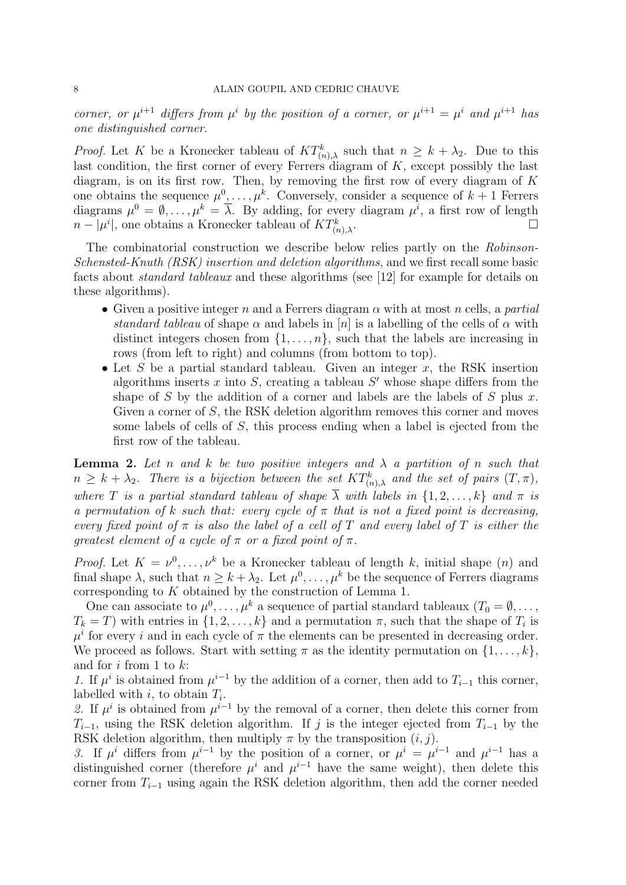*corner, or $\mu^{i+1}$ differs from $\mu^i$ by the position of a corner, or $\mu^{i+1} = \mu^i$ and $\mu^{i+1}$ has one distinguished corner.*

*Proof.* Let $K$ be a Kronecker tableau of $KT^k_{(n),\lambda}$ such that $n \geq k + \lambda_2$. Due to this last condition, the first corner of every Ferrers diagram of $K$, except possibly the last diagram, is on its first row. Then, by removing the first row of every diagram of $K$ one obtains the sequence $\mu^0, \ldots, \mu^k$. Conversely, consider a sequence of $k+1$ Ferrers diagrams $\mu^0 = \emptyset, \ldots, \mu^k = \overline{\lambda}$. By adding, for every diagram $\mu^i$, a first row of length $n - |\mu^i|$, one obtains a Kronecker tableau of $KT^k_{(n),\lambda}$. $\square$

The combinatorial construction we describe below relies partly on the *Robinson-Schensted-Knuth (RSK) insertion and deletion algorithms*, and we first recall some basic facts about *standard tableaux* and these algorithms (see [12] for example for details on these algorithms).

- Given a positive integer $n$ and a Ferrers diagram $\alpha$ with at most $n$ cells, a *partial standard tableau* of shape $\alpha$ and labels in $[n]$ is a labelling of the cells of $\alpha$ with distinct integers chosen from $\{1, \ldots, n\}$, such that the labels are increasing in rows (from left to right) and columns (from bottom to top).
- Let $S$ be a partial standard tableau. Given an integer $x$, the RSK insertion algorithms inserts $x$ into $S$, creating a tableau $S'$ whose shape differs from the shape of $S$ by the addition of a corner and labels are the labels of $S$ plus $x$. Given a corner of $S$, the RSK deletion algorithm removes this corner and moves some labels of cells of $S$, this process ending when a label is ejected from the first row of the tableau.

**Lemma 2.** *Let $n$ and $k$ be two positive integers and $\lambda$ a partition of $n$ such that $n \geq k + \lambda_2$. There is a bijection between the set $KT^k_{(n),\lambda}$ and the set of pairs $(T, \pi)$, where $T$ is a partial standard tableau of shape $\overline{\lambda}$ with labels in $\{1, 2, \ldots, k\}$ and $\pi$ is a permutation of $k$ such that: every cycle of $\pi$ that is not a fixed point is decreasing, every fixed point of $\pi$ is also the label of a cell of $T$ and every label of $T$ is either the greatest element of a cycle of $\pi$ or a fixed point of $\pi$.*

*Proof.* Let $K = \nu^0, \ldots, \nu^k$ be a Kronecker tableau of length $k$, initial shape $(n)$ and final shape $\lambda$, such that $n \geq k + \lambda_2$. Let $\mu^0, \ldots, \mu^k$ be the sequence of Ferrers diagrams corresponding to $K$ obtained by the construction of Lemma 1.

One can associate to $\mu^0, \ldots, \mu^k$ a sequence of partial standard tableaux ($T_0 = \emptyset, \ldots, T_k = T$) with entries in $\{1, 2, \ldots, k\}$ and a permutation $\pi$, such that the shape of $T_i$ is $\mu^i$ for every $i$ and in each cycle of $\pi$ the elements can be presented in decreasing order. We proceed as follows. Start with setting $\pi$ as the identity permutation on $\{1, \ldots, k\}$, and for $i$ from 1 to $k$:

*1.* If $\mu^i$ is obtained from $\mu^{i-1}$ by the addition of a corner, then add to $T_{i-1}$ this corner, labelled with $i$, to obtain $T_i$.

*2.* If $\mu^i$ is obtained from $\mu^{i-1}$ by the removal of a corner, then delete this corner from $T_{i-1}$, using the RSK deletion algorithm. If $j$ is the integer ejected from $T_{i-1}$ by the RSK deletion algorithm, then multiply $\pi$ by the transposition $(i, j)$.

*3.* If $\mu^i$ differs from $\mu^{i-1}$ by the position of a corner, or $\mu^i = \mu^{i-1}$ and $\mu^{i-1}$ has a distinguished corner (therefore $\mu^i$ and $\mu^{i-1}$ have the same weight), then delete this corner from $T_{i-1}$ using again the RSK deletion algorithm, then add the corner needed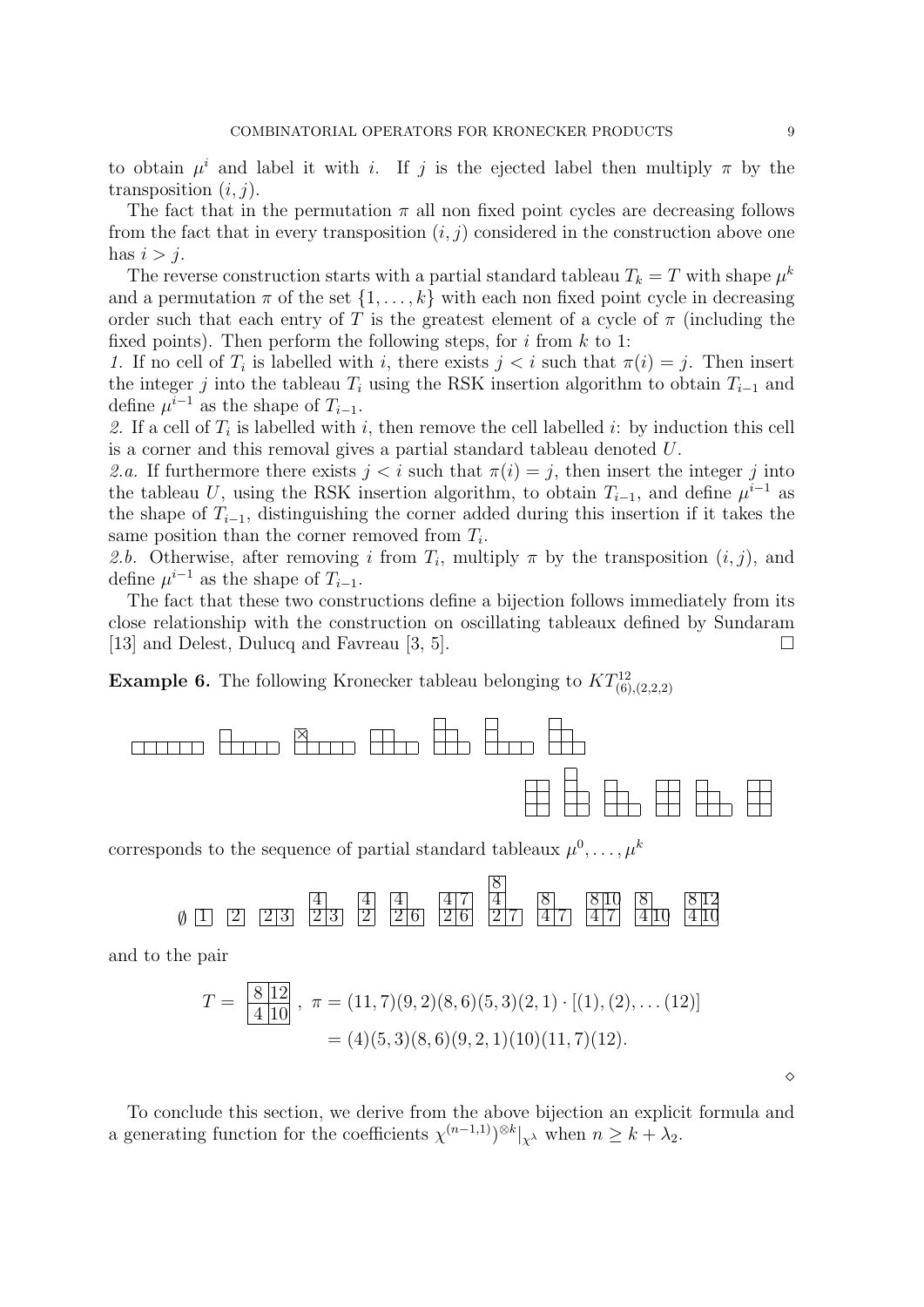to obtain $\mu^i$ and label it with $i$. If $j$ is the ejected label then multiply $\pi$ by the transposition $(i, j)$.

The fact that in the permutation $\pi$ all non fixed point cycles are decreasing follows from the fact that in every transposition $(i, j)$ considered in the construction above one has $i > j$.

The reverse construction starts with a partial standard tableau $T_k = T$ with shape $\mu^k$ and a permutation $\pi$ of the set $\{1, \ldots, k\}$ with each non fixed point cycle in decreasing order such that each entry of $T$ is the greatest element of a cycle of $\pi$ (including the fixed points). Then perform the following steps, for $i$ from $k$ to 1:

*1.* If no cell of $T_i$ is labelled with $i$, there exists $j < i$ such that $\pi(i) = j$. Then insert the integer $j$ into the tableau $T_i$ using the RSK insertion algorithm to obtain $T_{i-1}$ and define $\mu^{i-1}$ as the shape of $T_{i-1}$.

*2.* If a cell of $T_i$ is labelled with $i$, then remove the cell labelled $i$: by induction this cell is a corner and this removal gives a partial standard tableau denoted $U$.

*2.a.* If furthermore there exists $j < i$ such that $\pi(i) = j$, then insert the integer $j$ into the tableau $U$, using the RSK insertion algorithm, to obtain $T_{i-1}$, and define $\mu^{i-1}$ as the shape of $T_{i-1}$, distinguishing the corner added during this insertion if it takes the same position than the corner removed from $T_i$.

*2.b.* Otherwise, after removing $i$ from $T_i$, multiply $\pi$ by the transposition $(i, j)$, and define $\mu^{i-1}$ as the shape of $T_{i-1}$.

The fact that these two constructions define a bijection follows immediately from its close relationship with the construction on oscillating tableaux defined by Sundaram [13] and Delest, Dulucq and Favreau [3, 5]. $\square$

**Example 6.** The following Kronecker tableau belonging to $KT^{12}_{(6),(2,2,2)}$

corresponds to the sequence of partial standard tableaux $\mu^0, \ldots, \mu^k$

and to the pair

$$T = \begin{array}{|c|c|}\hline 8 & 12 \\ \hline 4 & 10 \\ \hline\end{array}\,, \ \pi = (11,7)(9,2)(8,6)(5,3)(2,1) \cdot [(1),(2),\ldots(12)]$$
$$= (4)(5,3)(8,6)(9,2,1)(10)(11,7)(12).$$

$\diamond$

To conclude this section, we derive from the above bijection an explicit formula and a generating function for the coefficients $\chi^{(n-1,1)})^{\otimes k}|_{\chi^\lambda}$ when $n \geq k + \lambda_2$.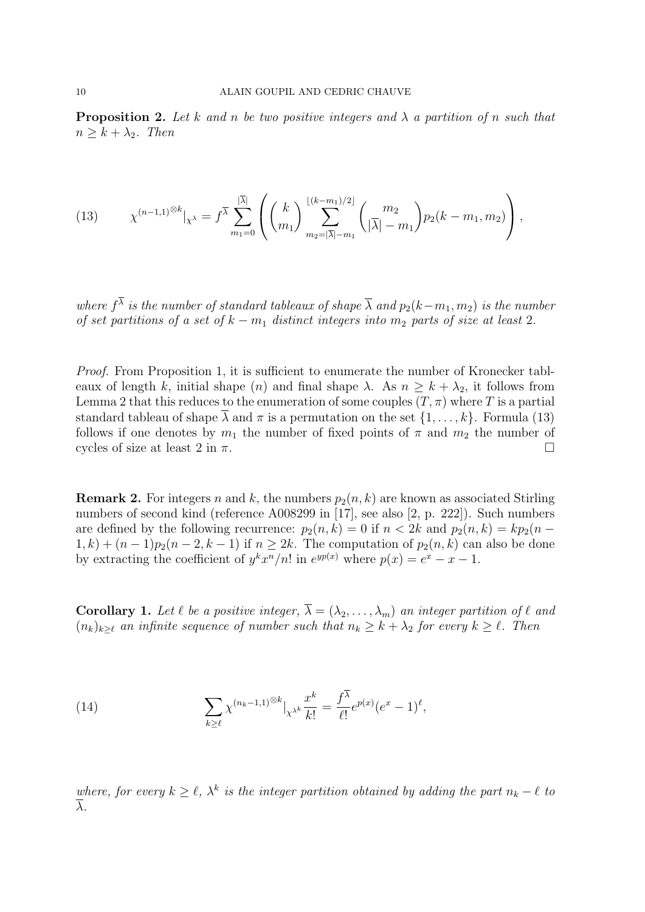**Proposition 2.** *Let $k$ and $n$ be two positive integers and $\lambda$ a partition of $n$ such that $n \geq k + \lambda_2$. Then*

$$\chi^{(n-1,1)^{\otimes k}}|_{\chi^\lambda} = f^{\overline{\lambda}} \sum_{m_1=0}^{|\overline{\lambda}|} \left( \binom{k}{m_1} \sum_{m_2=|\overline{\lambda}|-m_1}^{\lfloor (k-m_1)/2 \rfloor} \binom{m_2}{|\overline{\lambda}|-m_1} p_2(k-m_1, m_2) \right), \tag{13}$$

*where $f^{\overline{\lambda}}$ is the number of standard tableaux of shape $\overline{\lambda}$ and $p_2(k-m_1, m_2)$ is the number of set partitions of a set of $k - m_1$ distinct integers into $m_2$ parts of size at least 2.*

*Proof.* From Proposition 1, it is sufficient to enumerate the number of Kronecker tableaux of length $k$, initial shape $(n)$ and final shape $\lambda$. As $n \geq k + \lambda_2$, it follows from Lemma 2 that this reduces to the enumeration of some couples $(T, \pi)$ where $T$ is a partial standard tableau of shape $\overline{\lambda}$ and $\pi$ is a permutation on the set $\{1, \ldots, k\}$. Formula (13) follows if one denotes by $m_1$ the number of fixed points of $\pi$ and $m_2$ the number of cycles of size at least 2 in $\pi$. $\square$

**Remark 2.** For integers $n$ and $k$, the numbers $p_2(n, k)$ are known as associated Stirling numbers of second kind (reference A008299 in [17], see also [2, p. 222]). Such numbers are defined by the following recurrence: $p_2(n, k) = 0$ if $n < 2k$ and $p_2(n, k) = kp_2(n - 1, k) + (n - 1)p_2(n - 2, k - 1)$ if $n \geq 2k$. The computation of $p_2(n, k)$ can also be done by extracting the coefficient of $y^k x^n / n!$ in $e^{yp(x)}$ where $p(x) = e^x - x - 1$.

**Corollary 1.** *Let $\ell$ be a positive integer, $\overline{\lambda} = (\lambda_2, \ldots, \lambda_m)$ an integer partition of $\ell$ and $(n_k)_{k \geq \ell}$ an infinite sequence of number such that $n_k \geq k + \lambda_2$ for every $k \geq \ell$. Then*

$$\sum_{k \geq \ell} \chi^{(n_k-1,1)^{\otimes k}}|_{\chi^{\lambda^k}} \frac{x^k}{k!} = \frac{f^{\overline{\lambda}}}{\ell!} e^{p(x)} (e^x - 1)^\ell, \tag{14}$$

*where, for every $k \geq \ell$, $\lambda^k$ is the integer partition obtained by adding the part $n_k - \ell$ to $\overline{\lambda}$.*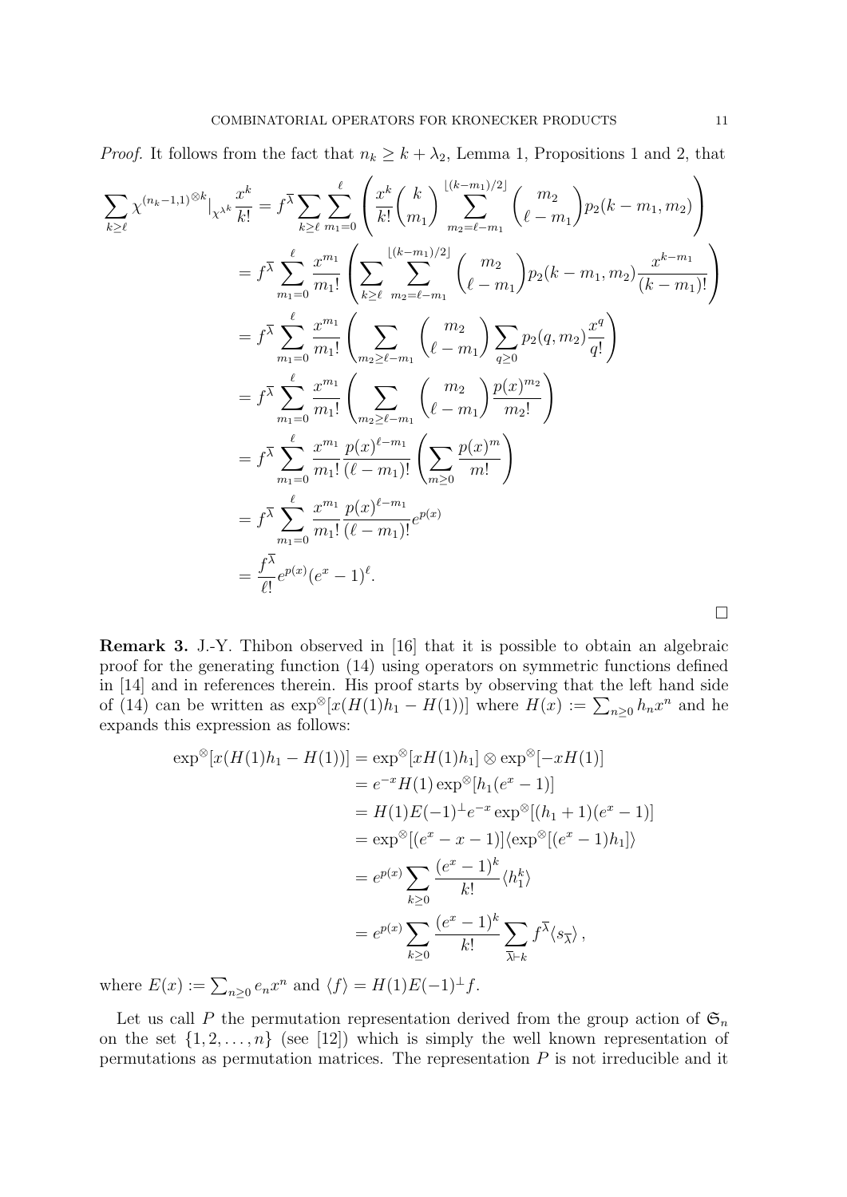*Proof.* It follows from the fact that $n_k \geq k + \lambda_2$, Lemma 1, Propositions 1 and 2, that

$$
\begin{aligned}
\sum_{k\geq \ell} \chi^{(n_k-1,1)^{\otimes k}}|_{\chi^{\lambda^k}} \frac{x^k}{k!} &= f^{\overline{\lambda}} \sum_{k\geq \ell} \sum_{m_1=0}^{\ell} \left( \frac{x^k}{k!} \binom{k}{m_1} \sum_{m_2=\ell-m_1}^{\lfloor (k-m_1)/2 \rfloor} \binom{m_2}{\ell - m_1} p_2(k-m_1, m_2) \right) \\
&= f^{\overline{\lambda}} \sum_{m_1=0}^{\ell} \frac{x^{m_1}}{m_1!} \left( \sum_{k\geq \ell} \sum_{m_2=\ell-m_1}^{\lfloor (k-m_1)/2 \rfloor} \binom{m_2}{\ell - m_1} p_2(k-m_1, m_2) \frac{x^{k-m_1}}{(k-m_1)!} \right) \\
&= f^{\overline{\lambda}} \sum_{m_1=0}^{\ell} \frac{x^{m_1}}{m_1!} \left( \sum_{m_2 \geq \ell-m_1} \binom{m_2}{\ell - m_1} \sum_{q\geq 0} p_2(q, m_2) \frac{x^q}{q!} \right) \\
&= f^{\overline{\lambda}} \sum_{m_1=0}^{\ell} \frac{x^{m_1}}{m_1!} \left( \sum_{m_2 \geq \ell-m_1} \binom{m_2}{\ell - m_1} \frac{p(x)^{m_2}}{m_2!} \right) \\
&= f^{\overline{\lambda}} \sum_{m_1=0}^{\ell} \frac{x^{m_1}}{m_1!} \frac{p(x)^{\ell-m_1}}{(\ell-m_1)!} \left( \sum_{m\geq 0} \frac{p(x)^m}{m!} \right) \\
&= f^{\overline{\lambda}} \sum_{m_1=0}^{\ell} \frac{x^{m_1}}{m_1!} \frac{p(x)^{\ell-m_1}}{(\ell-m_1)!} e^{p(x)} \\
&= \frac{f^{\overline{\lambda}}}{\ell!} e^{p(x)} (e^x - 1)^\ell.
\end{aligned}
$$

□

**Remark 3.** J.-Y. Thibon observed in [16] that it is possible to obtain an algebraic proof for the generating function (14) using operators on symmetric functions defined in [14] and in references therein. His proof starts by observing that the left hand side of (14) can be written as $\exp^{\otimes}[x(H(1)h_1 - H(1))]$ where $H(x) := \sum_{n\geq 0} h_n x^n$ and he expands this expression as follows:

$$
\begin{aligned}
\exp^{\otimes}[x(H(1)h_1 - H(1))] &= \exp^{\otimes}[xH(1)h_1] \otimes \exp^{\otimes}[-xH(1)] \\
&= e^{-x} H(1) \exp^{\otimes}[h_1(e^x - 1)] \\
&= H(1) E(-1)^{\perp} e^{-x} \exp^{\otimes}[(h_1 + 1)(e^x - 1)] \\
&= \exp^{\otimes}[(e^x - x - 1)] \langle \exp^{\otimes}[(e^x - 1)h_1] \rangle \\
&= e^{p(x)} \sum_{k\geq 0} \frac{(e^x - 1)^k}{k!} \langle h_1^k \rangle \\
&= e^{p(x)} \sum_{k\geq 0} \frac{(e^x - 1)^k}{k!} \sum_{\overline{\lambda} \vdash k} f^{\overline{\lambda}} \langle s_{\overline{\lambda}} \rangle \,,
\end{aligned}
$$

where $E(x) := \sum_{n\geq 0} e_n x^n$ and $\langle f \rangle = H(1)E(-1)^{\perp} f$.

Let us call $P$ the permutation representation derived from the group action of $\mathfrak{S}_n$ on the set $\{1, 2, \ldots, n\}$ (see [12]) which is simply the well known representation of permutations as permutation matrices. The representation $P$ is not irreducible and it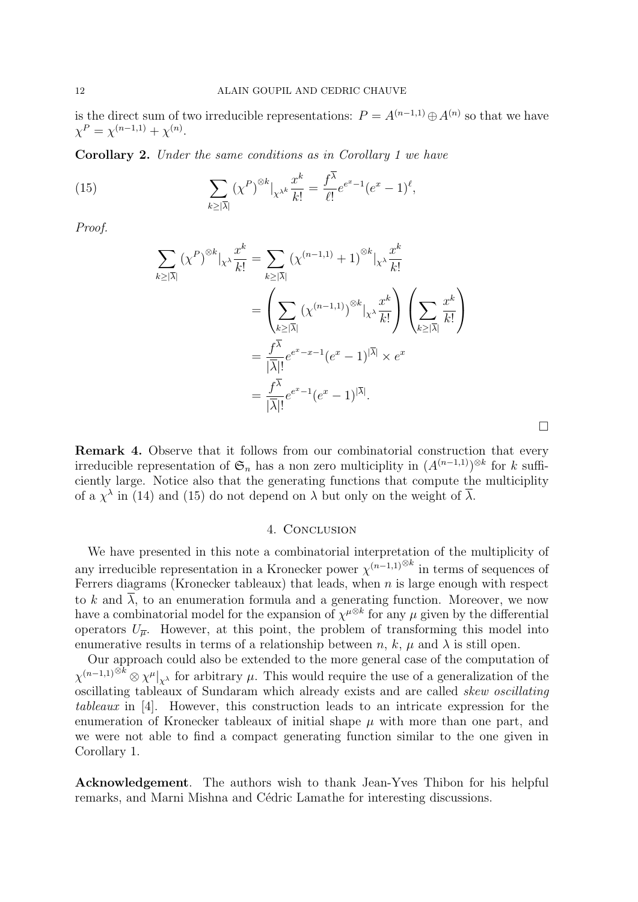is the direct sum of two irreducible representations: $P = A^{(n-1,1)} \oplus A^{(n)}$ so that we have $\chi^P = \chi^{(n-1,1)} + \chi^{(n)}$.

**Corollary 2.** *Under the same conditions as in Corollary 1 we have*

$$\sum_{k \geq |\overline{\lambda}|} (\chi^P)^{\otimes k}|_{\chi^{\lambda^k}} \frac{x^k}{k!} = \frac{f^{\overline{\lambda}}}{\ell!} e^{e^x - 1}(e^x - 1)^\ell, \tag{15}$$

*Proof.*

$$\begin{aligned}
\sum_{k \geq |\overline{\lambda}|} (\chi^P)^{\otimes k}|_{\chi^\lambda} \frac{x^k}{k!} &= \sum_{k \geq |\overline{\lambda}|} (\chi^{(n-1,1)} + 1)^{\otimes k}|_{\chi^\lambda} \frac{x^k}{k!} \\
&= \left( \sum_{k \geq |\overline{\lambda}|} (\chi^{(n-1,1)})^{\otimes k}|_{\chi^\lambda} \frac{x^k}{k!} \right) \left( \sum_{k \geq |\overline{\lambda}|} \frac{x^k}{k!} \right) \\
&= \frac{f^{\overline{\lambda}}}{|\overline{\lambda}|!} e^{e^x - x - 1}(e^x - 1)^{|\overline{\lambda}|} \times e^x \\
&= \frac{f^{\overline{\lambda}}}{|\overline{\lambda}|!} e^{e^x - 1}(e^x - 1)^{|\overline{\lambda}|}.
\end{aligned}$$

□

**Remark 4.** Observe that it follows from our combinatorial construction that every irreducible representation of $\mathfrak{S}_n$ has a non zero multiciplity in $(A^{(n-1,1)})^{\otimes k}$ for $k$ sufficiently large. Notice also that the generating functions that compute the multiciplity of a $\chi^\lambda$ in (14) and (15) do not depend on $\lambda$ but only on the weight of $\overline{\lambda}$.

## 4. Conclusion

We have presented in this note a combinatorial interpretation of the multiplicity of any irreducible representation in a Kronecker power $\chi^{(n-1,1)^{\otimes k}}$ in terms of sequences of Ferrers diagrams (Kronecker tableaux) that leads, when $n$ is large enough with respect to $k$ and $\overline{\lambda}$, to an enumeration formula and a generating function. Moreover, we now have a combinatorial model for the expansion of $\chi^{\mu^{\otimes k}}$ for any $\mu$ given by the differential operators $U_{\overline{\mu}}$. However, at this point, the problem of transforming this model into enumerative results in terms of a relationship between $n$, $k$, $\mu$ and $\lambda$ is still open.

Our approach could also be extended to the more general case of the computation of $\chi^{(n-1,1)^{\otimes k}} \otimes \chi^\mu|_{\chi^\lambda}$ for arbitrary $\mu$. This would require the use of a generalization of the oscillating tableaux of Sundaram which already exists and are called *skew oscillating tableaux* in [4]. However, this construction leads to an intricate expression for the enumeration of Kronecker tableaux of initial shape $\mu$ with more than one part, and we were not able to find a compact generating function similar to the one given in Corollary 1.

**Acknowledgement**. The authors wish to thank Jean-Yves Thibon for his helpful remarks, and Marni Mishna and Cédric Lamathe for interesting discussions.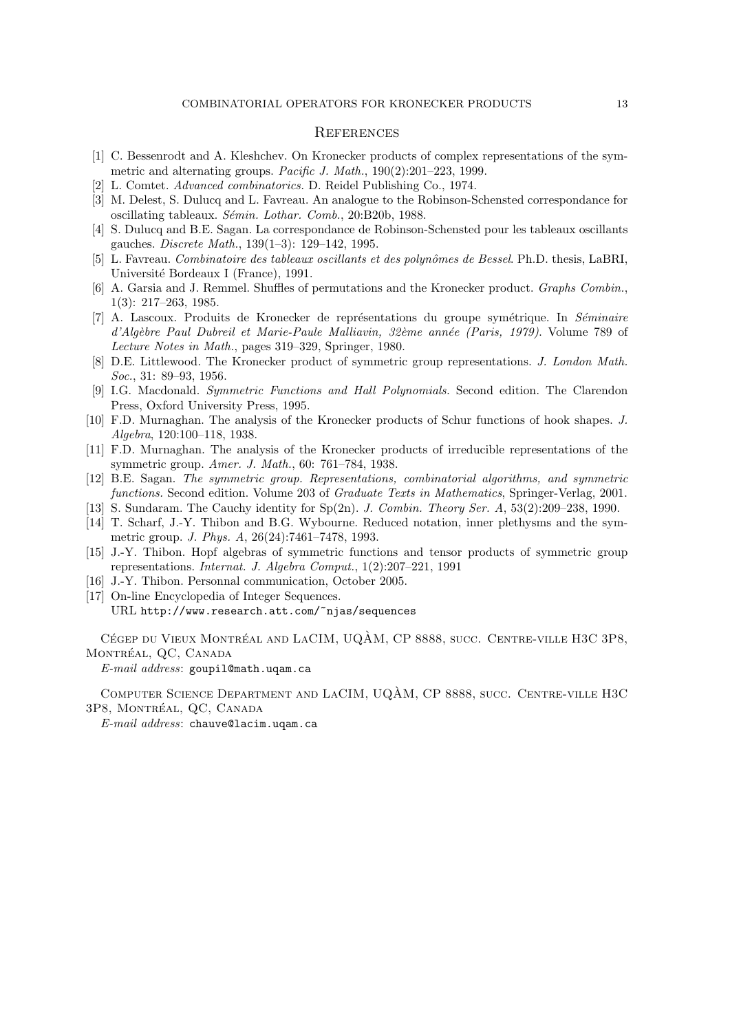## References

[1] C. Bessenrodt and A. Kleshchev. On Kronecker products of complex representations of the symmetric and alternating groups. *Pacific J. Math.*, 190(2):201–223, 1999.

[2] L. Comtet. *Advanced combinatorics.* D. Reidel Publishing Co., 1974.

[3] M. Delest, S. Dulucq and L. Favreau. An analogue to the Robinson-Schensted correspondance for oscillating tableaux. *Sémin. Lothar. Comb.*, 20:B20b, 1988.

[4] S. Dulucq and B.E. Sagan. La correspondance de Robinson-Schensted pour les tableaux oscillants gauches. *Discrete Math.*, 139(1–3): 129–142, 1995.

[5] L. Favreau. *Combinatoire des tableaux oscillants et des polynômes de Bessel*. Ph.D. thesis, LaBRI, Université Bordeaux I (France), 1991.

[6] A. Garsia and J. Remmel. Shuffles of permutations and the Kronecker product. *Graphs Combin.*, 1(3): 217–263, 1985.

[7] A. Lascoux. Produits de Kronecker de représentations du groupe symétrique. In *Séminaire d'Algèbre Paul Dubreil et Marie-Paule Malliavin, 32ème année (Paris, 1979)*. Volume 789 of *Lecture Notes in Math.*, pages 319–329, Springer, 1980.

[8] D.E. Littlewood. The Kronecker product of symmetric group representations. *J. London Math. Soc.*, 31: 89–93, 1956.

[9] I.G. Macdonald. *Symmetric Functions and Hall Polynomials*. Second edition. The Clarendon Press, Oxford University Press, 1995.

[10] F.D. Murnaghan. The analysis of the Kronecker products of Schur functions of hook shapes. *J. Algebra*, 120:100–118, 1938.

[11] F.D. Murnaghan. The analysis of the Kronecker products of irreducible representations of the symmetric group. *Amer. J. Math.*, 60: 761–784, 1938.

[12] B.E. Sagan. *The symmetric group. Representations, combinatorial algorithms, and symmetric functions.* Second edition. Volume 203 of *Graduate Texts in Mathematics*, Springer-Verlag, 2001.

[13] S. Sundaram. The Cauchy identity for Sp(2n). *J. Combin. Theory Ser. A*, 53(2):209–238, 1990.

[14] T. Scharf, J.-Y. Thibon and B.G. Wybourne. Reduced notation, inner plethysms and the symmetric group. *J. Phys. A*, 26(24):7461–7478, 1993.

[15] J.-Y. Thibon. Hopf algebras of symmetric functions and tensor products of symmetric group representations. *Internat. J. Algebra Comput.*, 1(2):207–221, 1991

[16] J.-Y. Thibon. Personnal communication, October 2005.

[17] On-line Encyclopedia of Integer Sequences. URL `http://www.research.att.com/~njas/sequences`

Cégep du Vieux Montréal and LaCIM, UQÀM, CP 8888, succ. Centre-ville H3C 3P8, Montréal, QC, Canada

*E-mail address*: `goupil@math.uqam.ca`

Computer Science Department and LaCIM, UQÀM, CP 8888, succ. Centre-ville H3C 3P8, Montréal, QC, Canada

*E-mail address*: `chauve@lacim.uqam.ca`